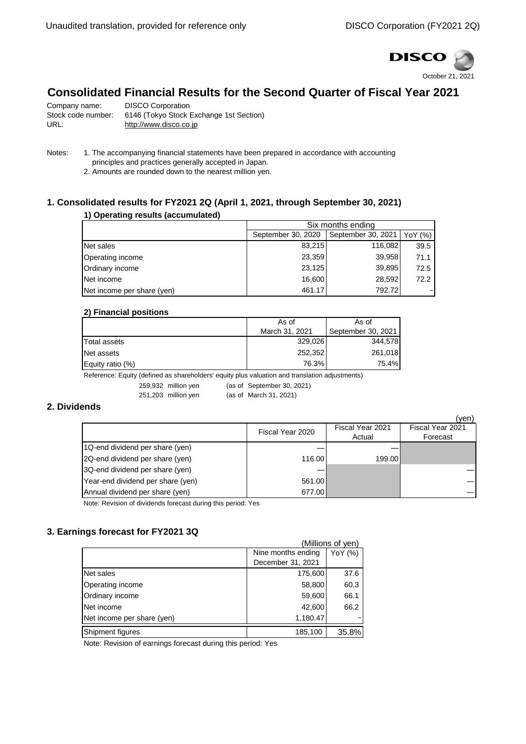Unaudited translation, provided for reference only

DISCO Corporation (FY2021 2Q)

DISCO

October 21, 2021

# Consolidated Financial Results for the Second Quarter of Fiscal Year 2021

Company name: DISCO Corporation
Stock code number: 6146 (Tokyo Stock Exchange 1st Section)
URL: http://www.disco.co.jp

Notes:
1. The accompanying financial statements have been prepared in accordance with accounting principles and practices generally accepted in Japan.
2. Amounts are rounded down to the nearest million yen.

## 1. Consolidated results for FY2021 2Q (April 1, 2021, through September 30, 2021)

### 1) Operating results (accumulated)

| | Six months ending | | |
|---|---|---|---|
| | September 30, 2020 | September 30, 2021 | YoY (%) |
| Net sales | 83,215 | 116,082 | 39.5 |
| Operating income | 23,359 | 39,958 | 71.1 |
| Ordinary income | 23,125 | 39,895 | 72.5 |
| Net income | 16,600 | 28,592 | 72.2 |
| Net income per share (yen) | 461.17 | 792.72 | – |

### 2) Financial positions

| | As of March 31, 2021 | As of September 30, 2021 |
|---|---|---|
| Total assets | 329,026 | 344,578 |
| Net assets | 252,352 | 261,018 |
| Equity ratio (%) | 76.3% | 75.4% |

Reference: Equity (defined as shareholders' equity plus valuation and translation adjustments)

259,932 million yen (as of September 30, 2021)
251,203 million yen (as of March 31, 2021)

## 2. Dividends

(yen)

| | Fiscal Year 2020 | Fiscal Year 2021 Actual | Fiscal Year 2021 Forecast |
|---|---|---|---|
| 1Q-end dividend per share (yen) | — | — | |
| 2Q-end dividend per share (yen) | 116.00 | 199.00 | |
| 3Q-end dividend per share (yen) | — | | — |
| Year-end dividend per share (yen) | 561.00 | | — |
| Annual dividend per share (yen) | 677.00 | | — |

Note: Revision of dividends forecast during this period: Yes

## 3. Earnings forecast for FY2021 3Q

(Millions of yen)

| | Nine months ending December 31, 2021 | YoY (%) |
|---|---|---|
| Net sales | 175,600 | 37.6 |
| Operating income | 58,800 | 60.3 |
| Ordinary income | 59,600 | 66.1 |
| Net income | 42,600 | 66.2 |
| Net income per share (yen) | 1,180.47 | – |
| Shipment figures | 185,100 | 35.8% |

Note: Revision of earnings forecast during this period: Yes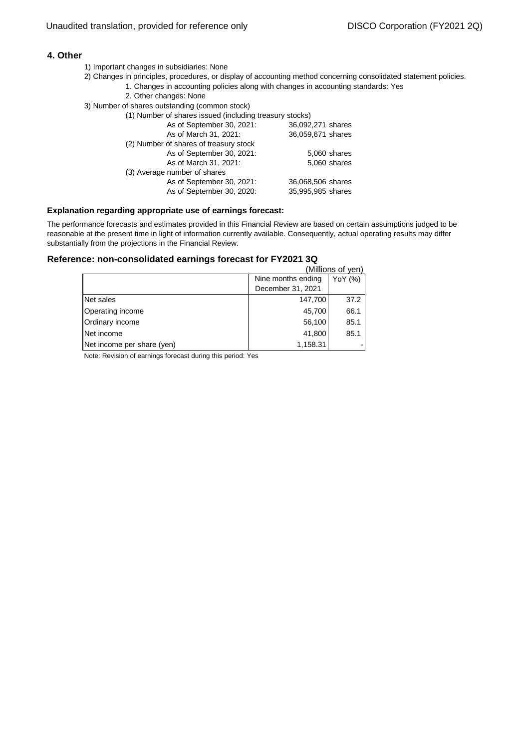## 4. Other

1) Important changes in subsidiaries: None

2) Changes in principles, procedures, or display of accounting method concerning consolidated statement policies.
   1. Changes in accounting policies along with changes in accounting standards: Yes
   2. Other changes: None

3) Number of shares outstanding (common stock)

(1) Number of shares issued (including treasury stocks)

| | |
|---|---|
| As of September 30, 2021: | 36,092,271 shares |
| As of March 31, 2021: | 36,059,671 shares |

(2) Number of shares of treasury stock

| | |
|---|---|
| As of September 30, 2021: | 5,060 shares |
| As of March 31, 2021: | 5,060 shares |

(3) Average number of shares

| | |
|---|---|
| As of September 30, 2021: | 36,068,506 shares |
| As of September 30, 2020: | 35,995,985 shares |

### Explanation regarding appropriate use of earnings forecast:

The performance forecasts and estimates provided in this Financial Review are based on certain assumptions judged to be reasonable at the present time in light of information currently available. Consequently, actual operating results may differ substantially from the projections in the Financial Review.

### Reference: non-consolidated earnings forecast for FY2021 3Q

(Millions of yen)

| | Nine months ending December 31, 2021 | YoY (%) |
|---|---|---|
| Net sales | 147,700 | 37.2 |
| Operating income | 45,700 | 66.1 |
| Ordinary income | 56,100 | 85.1 |
| Net income | 41,800 | 85.1 |
| Net income per share (yen) | 1,158.31 | - |

Note: Revision of earnings forecast during this period: Yes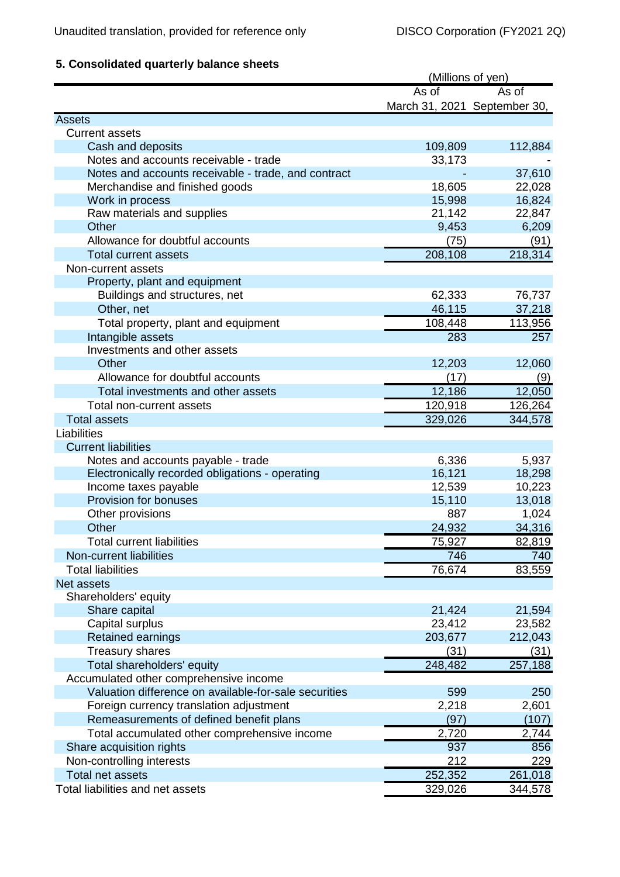## 5. Consolidated quarterly balance sheets

(Millions of yen)

| | As of March 31, 2021 | As of September 30, |
|---|---|---|
| Assets | | |
| Current assets | | |
| Cash and deposits | 109,809 | 112,884 |
| Notes and accounts receivable - trade | 33,173 | - |
| Notes and accounts receivable - trade, and contract | - | 37,610 |
| Merchandise and finished goods | 18,605 | 22,028 |
| Work in process | 15,998 | 16,824 |
| Raw materials and supplies | 21,142 | 22,847 |
| Other | 9,453 | 6,209 |
| Allowance for doubtful accounts | (75) | (91) |
| Total current assets | 208,108 | 218,314 |
| Non-current assets | | |
| Property, plant and equipment | | |
| Buildings and structures, net | 62,333 | 76,737 |
| Other, net | 46,115 | 37,218 |
| Total property, plant and equipment | 108,448 | 113,956 |
| Intangible assets | 283 | 257 |
| Investments and other assets | | |
| Other | 12,203 | 12,060 |
| Allowance for doubtful accounts | (17) | (9) |
| Total investments and other assets | 12,186 | 12,050 |
| Total non-current assets | 120,918 | 126,264 |
| Total assets | 329,026 | 344,578 |
| Liabilities | | |
| Current liabilities | | |
| Notes and accounts payable - trade | 6,336 | 5,937 |
| Electronically recorded obligations - operating | 16,121 | 18,298 |
| Income taxes payable | 12,539 | 10,223 |
| Provision for bonuses | 15,110 | 13,018 |
| Other provisions | 887 | 1,024 |
| Other | 24,932 | 34,316 |
| Total current liabilities | 75,927 | 82,819 |
| Non-current liabilities | 746 | 740 |
| Total liabilities | 76,674 | 83,559 |
| Net assets | | |
| Shareholders' equity | | |
| Share capital | 21,424 | 21,594 |
| Capital surplus | 23,412 | 23,582 |
| Retained earnings | 203,677 | 212,043 |
| Treasury shares | (31) | (31) |
| Total shareholders' equity | 248,482 | 257,188 |
| Accumulated other comprehensive income | | |
| Valuation difference on available-for-sale securities | 599 | 250 |
| Foreign currency translation adjustment | 2,218 | 2,601 |
| Remeasurements of defined benefit plans | (97) | (107) |
| Total accumulated other comprehensive income | 2,720 | 2,744 |
| Share acquisition rights | 937 | 856 |
| Non-controlling interests | 212 | 229 |
| Total net assets | 252,352 | 261,018 |
| Total liabilities and net assets | 329,026 | 344,578 |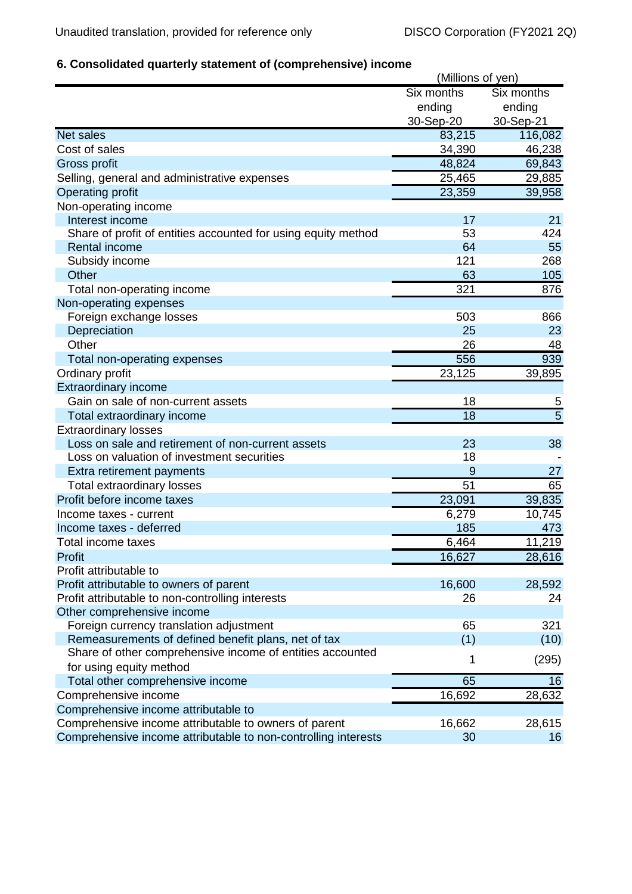### 6. Consolidated quarterly statement of (comprehensive) income

(Millions of yen)

| | Six months ending 30-Sep-20 | Six months ending 30-Sep-21 |
|---|---|---|
| Net sales | 83,215 | 116,082 |
| Cost of sales | 34,390 | 46,238 |
| Gross profit | 48,824 | 69,843 |
| Selling, general and administrative expenses | 25,465 | 29,885 |
| Operating profit | 23,359 | 39,958 |
| Non-operating income | | |
| Interest income | 17 | 21 |
| Share of profit of entities accounted for using equity method | 53 | 424 |
| Rental income | 64 | 55 |
| Subsidy income | 121 | 268 |
| Other | 63 | 105 |
| Total non-operating income | 321 | 876 |
| Non-operating expenses | | |
| Foreign exchange losses | 503 | 866 |
| Depreciation | 25 | 23 |
| Other | 26 | 48 |
| Total non-operating expenses | 556 | 939 |
| Ordinary profit | 23,125 | 39,895 |
| Extraordinary income | | |
| Gain on sale of non-current assets | 18 | 5 |
| Total extraordinary income | 18 | 5 |
| Extraordinary losses | | |
| Loss on sale and retirement of non-current assets | 23 | 38 |
| Loss on valuation of investment securities | 18 | - |
| Extra retirement payments | 9 | 27 |
| Total extraordinary losses | 51 | 65 |
| Profit before income taxes | 23,091 | 39,835 |
| Income taxes - current | 6,279 | 10,745 |
| Income taxes - deferred | 185 | 473 |
| Total income taxes | 6,464 | 11,219 |
| Profit | 16,627 | 28,616 |
| Profit attributable to | | |
| Profit attributable to owners of parent | 16,600 | 28,592 |
| Profit attributable to non-controlling interests | 26 | 24 |
| Other comprehensive income | | |
| Foreign currency translation adjustment | 65 | 321 |
| Remeasurements of defined benefit plans, net of tax | (1) | (10) |
| Share of other comprehensive income of entities accounted for using equity method | 1 | (295) |
| Total other comprehensive income | 65 | 16 |
| Comprehensive income | 16,692 | 28,632 |
| Comprehensive income attributable to | | |
| Comprehensive income attributable to owners of parent | 16,662 | 28,615 |
| Comprehensive income attributable to non-controlling interests | 30 | 16 |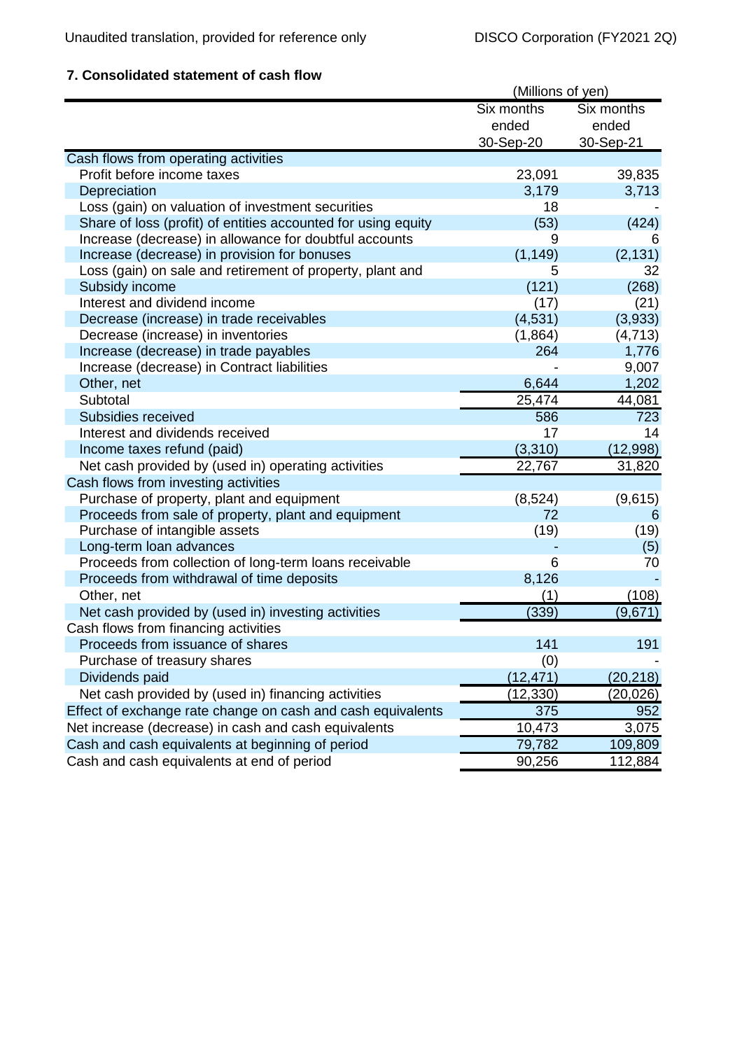### 7. Consolidated statement of cash flow

| | Six months ended 30-Sep-20 | Six months ended 30-Sep-21 |
|---|---|---|
| | (Millions of yen) | |
| Cash flows from operating activities | | |
| Profit before income taxes | 23,091 | 39,835 |
| Depreciation | 3,179 | 3,713 |
| Loss (gain) on valuation of investment securities | 18 | - |
| Share of loss (profit) of entities accounted for using equity | (53) | (424) |
| Increase (decrease) in allowance for doubtful accounts | 9 | 6 |
| Increase (decrease) in provision for bonuses | (1,149) | (2,131) |
| Loss (gain) on sale and retirement of property, plant and | 5 | 32 |
| Subsidy income | (121) | (268) |
| Interest and dividend income | (17) | (21) |
| Decrease (increase) in trade receivables | (4,531) | (3,933) |
| Decrease (increase) in inventories | (1,864) | (4,713) |
| Increase (decrease) in trade payables | 264 | 1,776 |
| Increase (decrease) in Contract liabilities | - | 9,007 |
| Other, net | 6,644 | 1,202 |
| Subtotal | 25,474 | 44,081 |
| Subsidies received | 586 | 723 |
| Interest and dividends received | 17 | 14 |
| Income taxes refund (paid) | (3,310) | (12,998) |
| Net cash provided by (used in) operating activities | 22,767 | 31,820 |
| Cash flows from investing activities | | |
| Purchase of property, plant and equipment | (8,524) | (9,615) |
| Proceeds from sale of property, plant and equipment | 72 | 6 |
| Purchase of intangible assets | (19) | (19) |
| Long-term loan advances | - | (5) |
| Proceeds from collection of long-term loans receivable | 6 | 70 |
| Proceeds from withdrawal of time deposits | 8,126 | - |
| Other, net | (1) | (108) |
| Net cash provided by (used in) investing activities | (339) | (9,671) |
| Cash flows from financing activities | | |
| Proceeds from issuance of shares | 141 | 191 |
| Purchase of treasury shares | (0) | - |
| Dividends paid | (12,471) | (20,218) |
| Net cash provided by (used in) financing activities | (12,330) | (20,026) |
| Effect of exchange rate change on cash and cash equivalents | 375 | 952 |
| Net increase (decrease) in cash and cash equivalents | 10,473 | 3,075 |
| Cash and cash equivalents at beginning of period | 79,782 | 109,809 |
| Cash and cash equivalents at end of period | 90,256 | 112,884 |